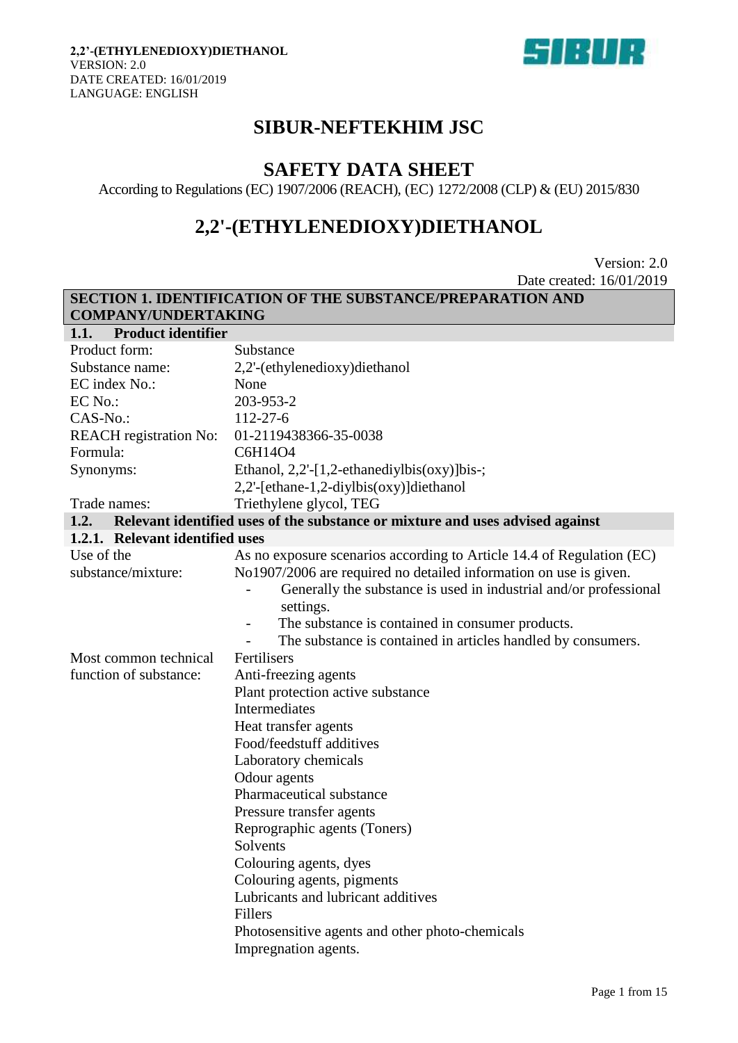# SIBUR-NEFTEKHIM JSC

# SAFETY DATA SHEET

According to Regulations (EC) 1907/2006 (REACH), (EC) 1272/2008 (CLP) & (EU) 2015/830

# 2,2'-(ETHYLENEDIOXY)DIETHANOL

Version: 2.0
Date created: 16/01/2019

## SECTION 1. IDENTIFICATION OF THE SUBSTANCE/PREPARATION AND COMPANY/UNDERTAKING

### 1.1. Product identifier

| | |
|---|---|
| Product form: | Substance |
| Substance name: | 2,2'-(ethylenedioxy)diethanol |
| EC index No.: | None |
| EC No.: | 203-953-2 |
| CAS-No.: | 112-27-6 |
| REACH registration No: | 01-2119438366-35-0038 |
| Formula: | $C_6H_{14}O_4$ |
| Synonyms: | Ethanol, 2,2'-[1,2-ethanediylbis(oxy)]bis-; 2,2'-[ethane-1,2-diylbis(oxy)]diethanol |
| Trade names: | Triethylene glycol, TEG |

### 1.2. Relevant identified uses of the substance or mixture and uses advised against

#### 1.2.1. Relevant identified uses

**Use of the substance/mixture:**

As no exposure scenarios according to Article 14.4 of Regulation (EC) No1907/2006 are required no detailed information on use is given.

- Generally the substance is used in industrial and/or professional settings.
- The substance is contained in consumer products.
- The substance is contained in articles handled by consumers.

**Most common technical function of substance:**

Fertilisers
Anti-freezing agents
Plant protection active substance
Intermediates
Heat transfer agents
Food/feedstuff additives
Laboratory chemicals
Odour agents
Pharmaceutical substance
Pressure transfer agents
Reprographic agents (Toners)
Solvents
Colouring agents, dyes
Colouring agents, pigments
Lubricants and lubricant additives
Fillers
Photosensitive agents and other photo-chemicals
Impregnation agents.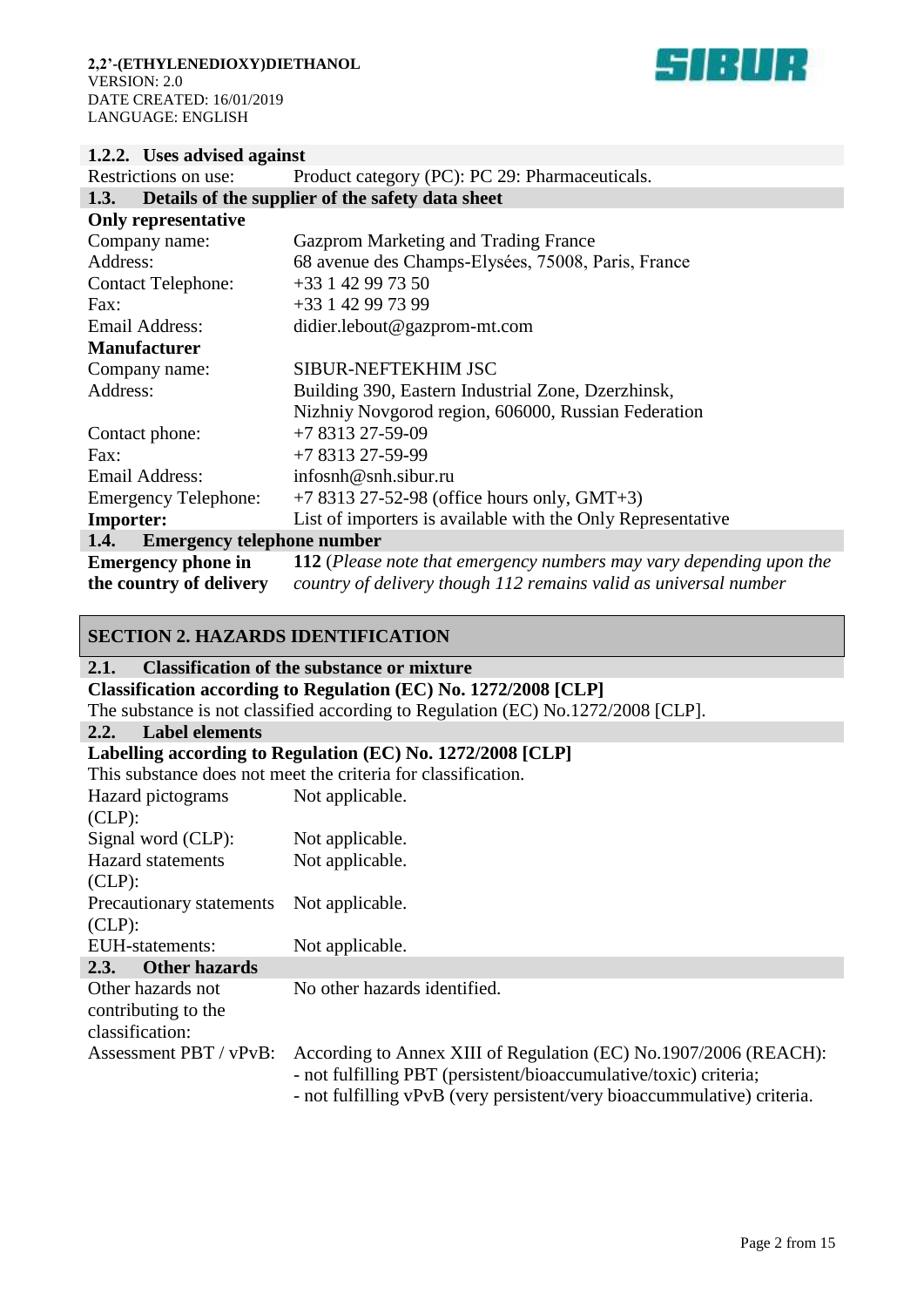### 1.2.2. Uses advised against

| | |
|---|---|
| Restrictions on use: | Product category (PC): PC 29: Pharmaceuticals. |

### 1.3. Details of the supplier of the safety data sheet

**Only representative**

| | |
|---|---|
| Company name: | Gazprom Marketing and Trading France |
| Address: | 68 avenue des Champs-Elysées, 75008, Paris, France |
| Contact Telephone: | +33 1 42 99 73 50 |
| Fax: | +33 1 42 99 73 99 |
| Email Address: | didier.lebout@gazprom-mt.com |

**Manufacturer**

| | |
|---|---|
| Company name: | SIBUR-NEFTEKHIM JSC |
| Address: | Building 390, Eastern Industrial Zone, Dzerzhinsk, Nizhniy Novgorod region, 606000, Russian Federation |
| Contact phone: | +7 8313 27-59-09 |
| Fax: | +7 8313 27-59-99 |
| Email Address: | infosnh@snh.sibur.ru |
| Emergency Telephone: | +7 8313 27-52-98 (office hours only, GMT+3) |
| **Importer:** | List of importers is available with the Only Representative |

### 1.4. Emergency telephone number

| | |
|---|---|
| **Emergency phone in the country of delivery** | **112** (*Please note that emergency numbers may vary depending upon the country of delivery though 112 remains valid as universal number* |

## SECTION 2. HAZARDS IDENTIFICATION

### 2.1. Classification of the substance or mixture

**Classification according to Regulation (EC) No. 1272/2008 [CLP]**

The substance is not classified according to Regulation (EC) No.1272/2008 [CLP].

### 2.2. Label elements

**Labelling according to Regulation (EC) No. 1272/2008 [CLP]**

This substance does not meet the criteria for classification.

| | |
|---|---|
| Hazard pictograms (CLP): | Not applicable. |
| Signal word (CLP): | Not applicable. |
| Hazard statements (CLP): | Not applicable. |
| Precautionary statements (CLP): | Not applicable. |
| EUH-statements: | Not applicable. |

### 2.3. Other hazards

| | |
|---|---|
| Other hazards not contributing to the classification: | No other hazards identified. |
| Assessment PBT / vPvB: | According to Annex XIII of Regulation (EC) No.1907/2006 (REACH):<br>- not fulfilling PBT (persistent/bioaccumulative/toxic) criteria;<br>- not fulfilling vPvB (very persistent/very bioaccummulative) criteria. |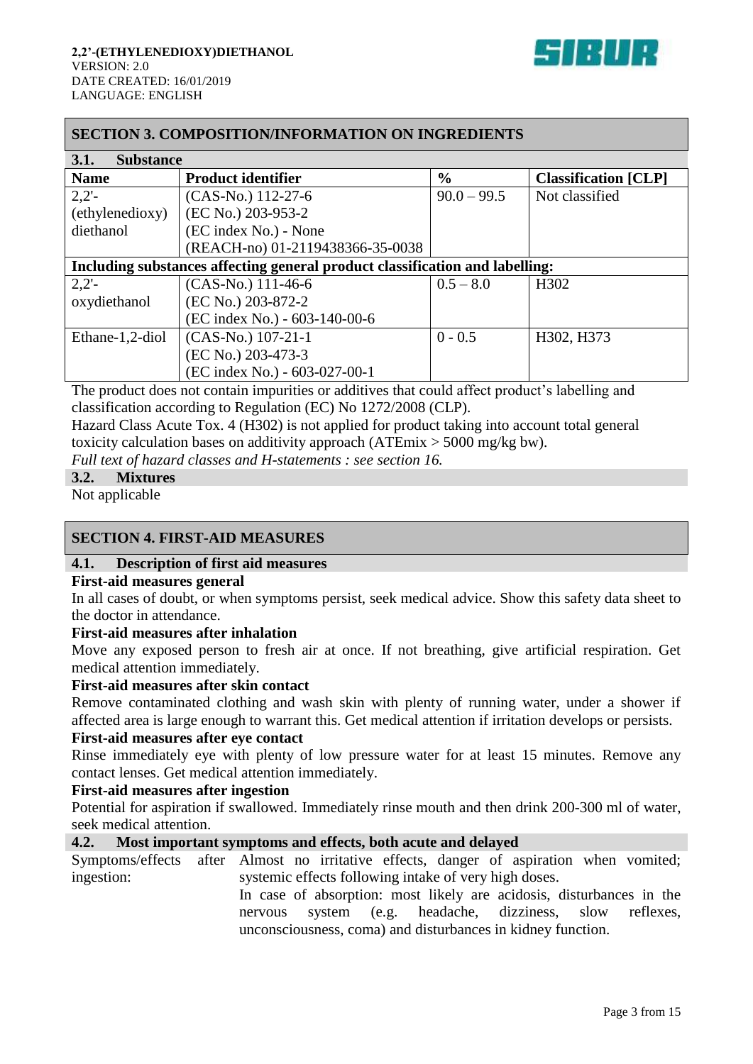## SECTION 3. COMPOSITION/INFORMATION ON INGREDIENTS

### 3.1. Substance

| Name | Product identifier | % | Classification [CLP] |
|---|---|---|---|
| 2,2'-(ethylenedioxy) diethanol | (CAS-No.) 112-27-6<br>(EC No.) 203-953-2<br>(EC index No.) - None<br>(REACH-no) 01-2119438366-35-0038 | 90.0 – 99.5 | Not classified |
| **Including substances affecting general product classification and labelling:** | | | |
| 2,2'-oxydiethanol | (CAS-No.) 111-46-6<br>(EC No.) 203-872-2<br>(EC index No.) - 603-140-00-6 | 0.5 – 8.0 | H302 |
| Ethane-1,2-diol | (CAS-No.) 107-21-1<br>(EC No.) 203-473-3<br>(EC index No.) - 603-027-00-1 | 0 - 0.5 | H302, H373 |

The product does not contain impurities or additives that could affect product's labelling and classification according to Regulation (EC) No 1272/2008 (CLP).

Hazard Class Acute Tox. 4 (H302) is not applied for product taking into account total general toxicity calculation bases on additivity approach (ATEmix > 5000 mg/kg bw).

*Full text of hazard classes and H-statements : see section 16.*

### 3.2. Mixtures

Not applicable

## SECTION 4. FIRST-AID MEASURES

### 4.1. Description of first aid measures

**First-aid measures general**

In all cases of doubt, or when symptoms persist, seek medical advice. Show this safety data sheet to the doctor in attendance.

**First-aid measures after inhalation**

Move any exposed person to fresh air at once. If not breathing, give artificial respiration. Get medical attention immediately.

**First-aid measures after skin contact**

Remove contaminated clothing and wash skin with plenty of running water, under a shower if affected area is large enough to warrant this. Get medical attention if irritation develops or persists.

**First-aid measures after eye contact**

Rinse immediately eye with plenty of low pressure water for at least 15 minutes. Remove any contact lenses. Get medical attention immediately.

**First-aid measures after ingestion**

Potential for aspiration if swallowed. Immediately rinse mouth and then drink 200-300 ml of water, seek medical attention.

### 4.2. Most important symptoms and effects, both acute and delayed

Symptoms/effects after ingestion: Almost no irritative effects, danger of aspiration when vomited; systemic effects following intake of very high doses.

In case of absorption: most likely are acidosis, disturbances in the nervous system (e.g. headache, dizziness, slow reflexes, unconsciousness, coma) and disturbances in kidney function.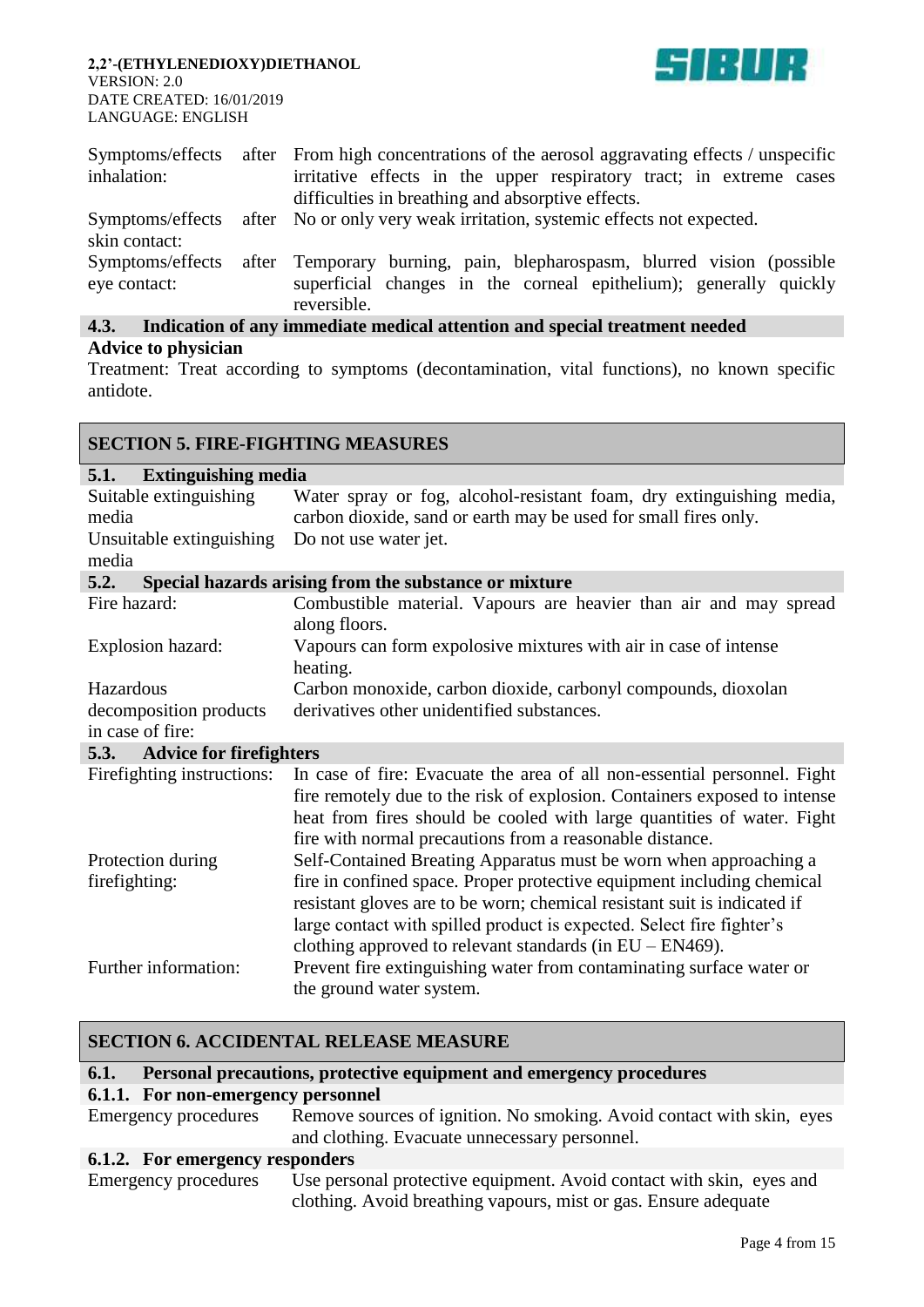| | |
|---|---|
| Symptoms/effects after inhalation: | From high concentrations of the aerosol aggravating effects / unspecific irritative effects in the upper respiratory tract; in extreme cases difficulties in breathing and absorptive effects. |
| Symptoms/effects after skin contact: | No or only very weak irritation, systemic effects not expected. |
| Symptoms/effects after eye contact: | Temporary burning, pain, blepharospasm, blurred vision (possible superficial changes in the corneal epithelium); generally quickly reversible. |

### 4.3. Indication of any immediate medical attention and special treatment needed

**Advice to physician**

Treatment: Treat according to symptoms (decontamination, vital functions), no known specific antidote.

## SECTION 5. FIRE-FIGHTING MEASURES

### 5.1. Extinguishing media

| | |
|---|---|
| Suitable extinguishing media | Water spray or fog, alcohol-resistant foam, dry extinguishing media, carbon dioxide, sand or earth may be used for small fires only. |
| Unsuitable extinguishing media | Do not use water jet. |

### 5.2. Special hazards arising from the substance or mixture

| | |
|---|---|
| Fire hazard: | Combustible material. Vapours are heavier than air and may spread along floors. |
| Explosion hazard: | Vapours can form expolosive mixtures with air in case of intense heating. |
| Hazardous decomposition products in case of fire: | Carbon monoxide, carbon dioxide, carbonyl compounds, dioxolan derivatives other unidentified substances. |

### 5.3. Advice for firefighters

| | |
|---|---|
| Firefighting instructions: | In case of fire: Evacuate the area of all non-essential personnel. Fight fire remotely due to the risk of explosion. Containers exposed to intense heat from fires should be cooled with large quantities of water. Fight fire with normal precautions from a reasonable distance. |
| Protection during firefighting: | Self-Contained Breating Apparatus must be worn when approaching a fire in confined space. Proper protective equipment including chemical resistant gloves are to be worn; chemical resistant suit is indicated if large contact with spilled product is expected. Select fire fighter's clothing approved to relevant standards (in EU – EN469). |
| Further information: | Prevent fire extinguishing water from contaminating surface water or the ground water system. |

## SECTION 6. ACCIDENTAL RELEASE MEASURE

### 6.1. Personal precautions, protective equipment and emergency procedures

#### 6.1.1. For non-emergency personnel

| | |
|---|---|
| Emergency procedures | Remove sources of ignition. No smoking. Avoid contact with skin, eyes and clothing. Evacuate unnecessary personnel. |

#### 6.1.2. For emergency responders

| | |
|---|---|
| Emergency procedures | Use personal protective equipment. Avoid contact with skin, eyes and clothing. Avoid breathing vapours, mist or gas. Ensure adequate |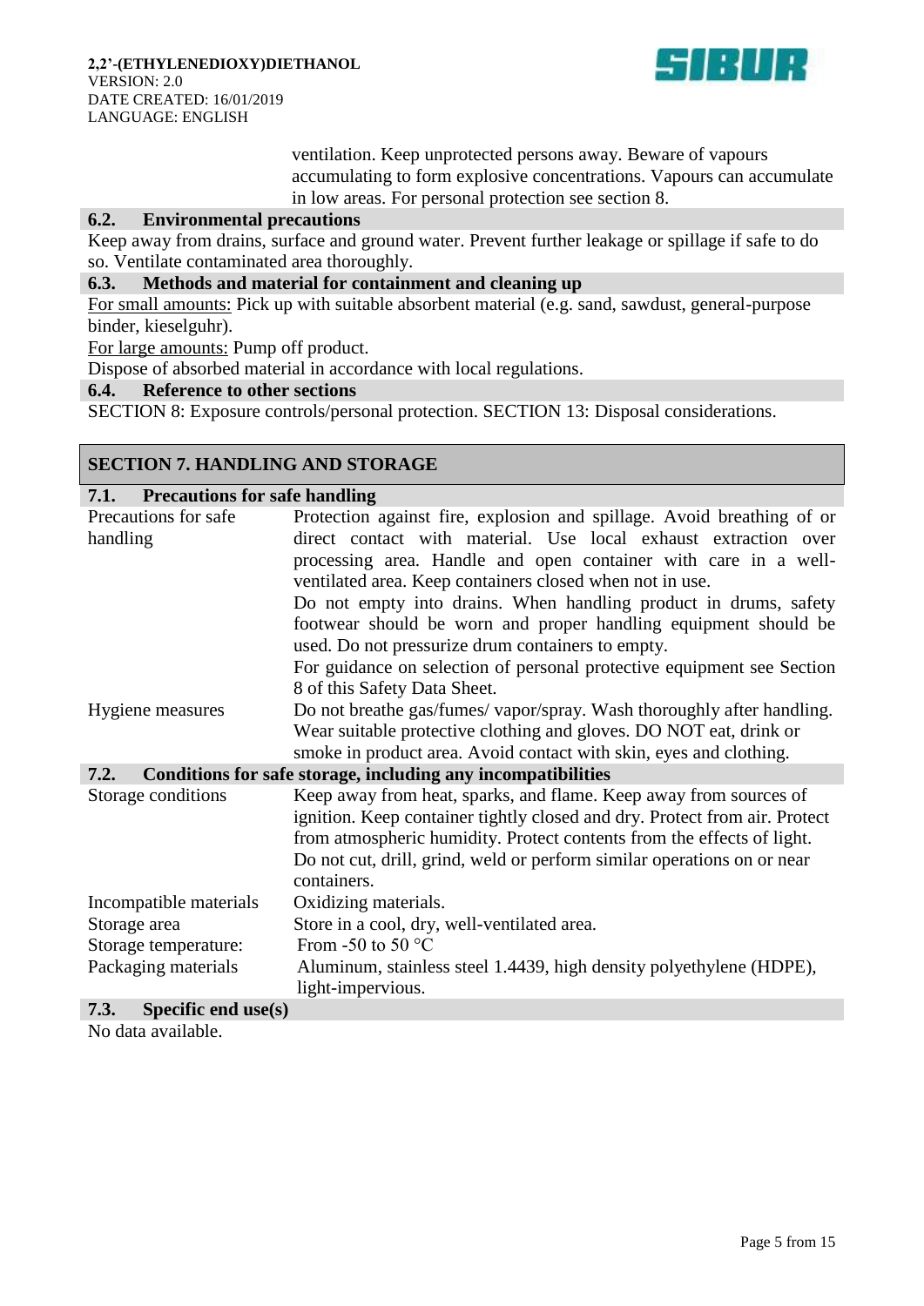ventilation. Keep unprotected persons away. Beware of vapours accumulating to form explosive concentrations. Vapours can accumulate in low areas. For personal protection see section 8.

### 6.2. Environmental precautions

Keep away from drains, surface and ground water. Prevent further leakage or spillage if safe to do so. Ventilate contaminated area thoroughly.

### 6.3. Methods and material for containment and cleaning up

For small amounts: Pick up with suitable absorbent material (e.g. sand, sawdust, general-purpose binder, kieselguhr).

For large amounts: Pump off product.

Dispose of absorbed material in accordance with local regulations.

### 6.4. Reference to other sections

SECTION 8: Exposure controls/personal protection. SECTION 13: Disposal considerations.

## SECTION 7. HANDLING AND STORAGE

### 7.1. Precautions for safe handling

| | |
|---|---|
| Precautions for safe handling | Protection against fire, explosion and spillage. Avoid breathing of or direct contact with material. Use local exhaust extraction over processing area. Handle and open container with care in a well-ventilated area. Keep containers closed when not in use.<br>Do not empty into drains. When handling product in drums, safety footwear should be worn and proper handling equipment should be used. Do not pressurize drum containers to empty.<br>For guidance on selection of personal protective equipment see Section 8 of this Safety Data Sheet. |
| Hygiene measures | Do not breathe gas/fumes/ vapor/spray. Wash thoroughly after handling. Wear suitable protective clothing and gloves. DO NOT eat, drink or smoke in product area. Avoid contact with skin, eyes and clothing. |

### 7.2. Conditions for safe storage, including any incompatibilities

| | |
|---|---|
| Storage conditions | Keep away from heat, sparks, and flame. Keep away from sources of ignition. Keep container tightly closed and dry. Protect from air. Protect from atmospheric humidity. Protect contents from the effects of light. Do not cut, drill, grind, weld or perform similar operations on or near containers. |
| Incompatible materials | Oxidizing materials. |
| Storage area | Store in a cool, dry, well-ventilated area. |
| Storage temperature: | From -50 to 50 °C |
| Packaging materials | Aluminum, stainless steel 1.4439, high density polyethylene (HDPE), light-impervious. |

### 7.3. Specific end use(s)

No data available.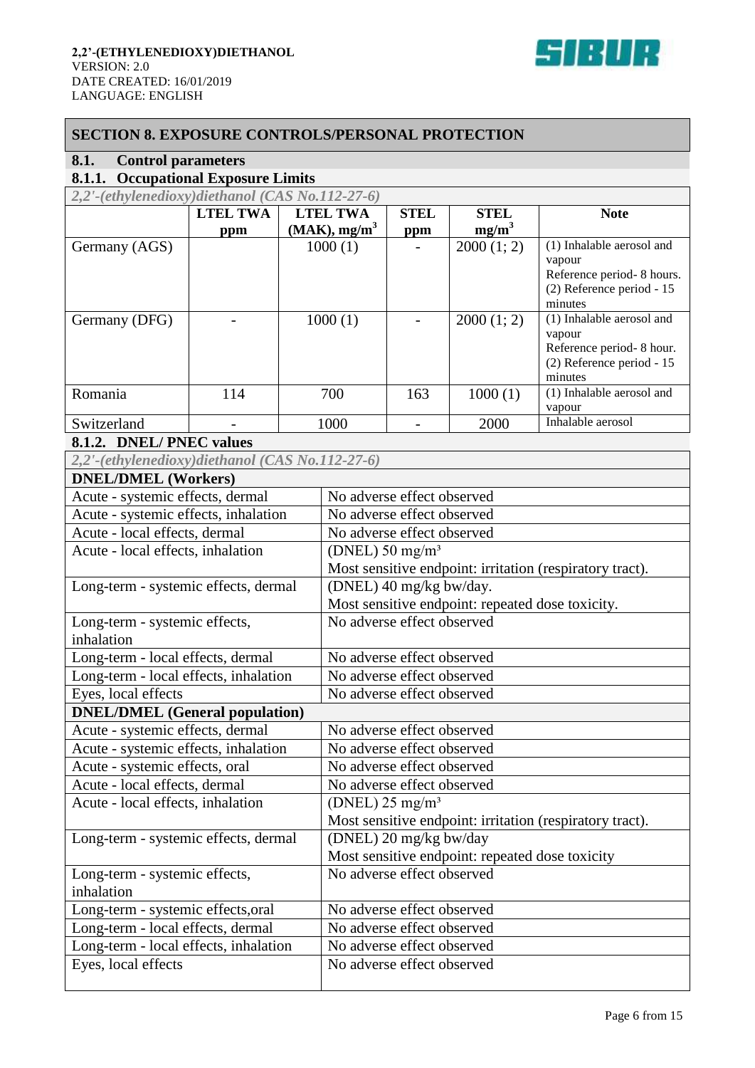**2,2'-(ETHYLENEDIOXY)DIETHANOL**
VERSION: 2.0
DATE CREATED: 16/01/2019
LANGUAGE: ENGLISH

## SECTION 8. EXPOSURE CONTROLS/PERSONAL PROTECTION

### 8.1. Control parameters

#### 8.1.1. Occupational Exposure Limits

*2,2'-(ethylenedioxy)diethanol (CAS No.112-27-6)*

| | LTEL TWA ppm | LTEL TWA (MAK), $mg/m^3$ | STEL ppm | STEL $mg/m^3$ | Note |
|---|---|---|---|---|---|
| Germany (AGS) | | 1000 (1) | - | 2000 (1; 2) | (1) Inhalable aerosol and vapour Reference period- 8 hours. (2) Reference period - 15 minutes |
| Germany (DFG) | - | 1000 (1) | - | 2000 (1; 2) | (1) Inhalable aerosol and vapour Reference period- 8 hour. (2) Reference period - 15 minutes |
| Romania | 114 | 700 | 163 | 1000 (1) | (1) Inhalable aerosol and vapour |
| Switzerland | - | 1000 | - | 2000 | Inhalable aerosol |

#### 8.1.2. DNEL/ PNEC values

*2,2'-(ethylenedioxy)diethanol (CAS No.112-27-6)*

| **DNEL/DMEL (Workers)** | |
|---|---|
| Acute - systemic effects, dermal | No adverse effect observed |
| Acute - systemic effects, inhalation | No adverse effect observed |
| Acute - local effects, dermal | No adverse effect observed |
| Acute - local effects, inhalation | (DNEL) 50 $mg/m^3$ Most sensitive endpoint: irritation (respiratory tract). |
| Long-term - systemic effects, dermal | (DNEL) 40 mg/kg bw/day. Most sensitive endpoint: repeated dose toxicity. |
| Long-term - systemic effects, inhalation | No adverse effect observed |
| Long-term - local effects, dermal | No adverse effect observed |
| Long-term - local effects, inhalation | No adverse effect observed |
| Eyes, local effects | No adverse effect observed |
| **DNEL/DMEL (General population)** | |
| Acute - systemic effects, dermal | No adverse effect observed |
| Acute - systemic effects, inhalation | No adverse effect observed |
| Acute - systemic effects, oral | No adverse effect observed |
| Acute - local effects, dermal | No adverse effect observed |
| Acute - local effects, inhalation | (DNEL) 25 $mg/m^3$ Most sensitive endpoint: irritation (respiratory tract). |
| Long-term - systemic effects, dermal | (DNEL) 20 mg/kg bw/day Most sensitive endpoint: repeated dose toxicity |
| Long-term - systemic effects, inhalation | No adverse effect observed |
| Long-term - systemic effects,oral | No adverse effect observed |
| Long-term - local effects, dermal | No adverse effect observed |
| Long-term - local effects, inhalation | No adverse effect observed |
| Eyes, local effects | No adverse effect observed |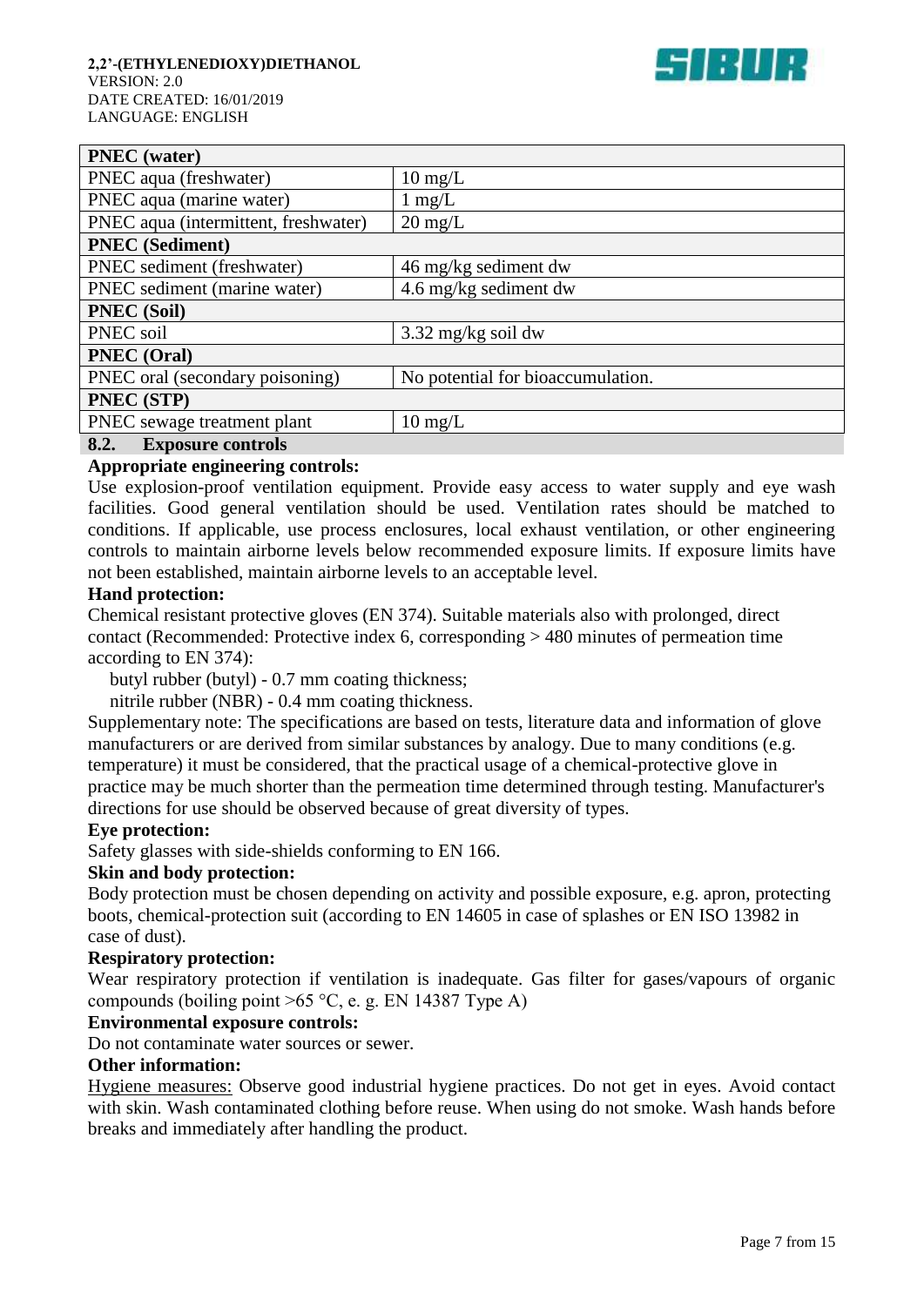| PNEC (water) | |
|---|---|
| PNEC aqua (freshwater) | 10 mg/L |
| PNEC aqua (marine water) | 1 mg/L |
| PNEC aqua (intermittent, freshwater) | 20 mg/L |
| **PNEC (Sediment)** | |
| PNEC sediment (freshwater) | 46 mg/kg sediment dw |
| PNEC sediment (marine water) | 4.6 mg/kg sediment dw |
| **PNEC (Soil)** | |
| PNEC soil | 3.32 mg/kg soil dw |
| **PNEC (Oral)** | |
| PNEC oral (secondary poisoning) | No potential for bioaccumulation. |
| **PNEC (STP)** | |
| PNEC sewage treatment plant | 10 mg/L |

## 8.2. Exposure controls

**Appropriate engineering controls:**

Use explosion-proof ventilation equipment. Provide easy access to water supply and eye wash facilities. Good general ventilation should be used. Ventilation rates should be matched to conditions. If applicable, use process enclosures, local exhaust ventilation, or other engineering controls to maintain airborne levels below recommended exposure limits. If exposure limits have not been established, maintain airborne levels to an acceptable level.

**Hand protection:**

Chemical resistant protective gloves (EN 374). Suitable materials also with prolonged, direct contact (Recommended: Protective index 6, corresponding > 480 minutes of permeation time according to EN 374):

butyl rubber (butyl) - 0.7 mm coating thickness;

nitrile rubber (NBR) - 0.4 mm coating thickness.

Supplementary note: The specifications are based on tests, literature data and information of glove manufacturers or are derived from similar substances by analogy. Due to many conditions (e.g. temperature) it must be considered, that the practical usage of a chemical-protective glove in practice may be much shorter than the permeation time determined through testing. Manufacturer's directions for use should be observed because of great diversity of types.

**Eye protection:**

Safety glasses with side-shields conforming to EN 166.

**Skin and body protection:**

Body protection must be chosen depending on activity and possible exposure, e.g. apron, protecting boots, chemical-protection suit (according to EN 14605 in case of splashes or EN ISO 13982 in case of dust).

**Respiratory protection:**

Wear respiratory protection if ventilation is inadequate. Gas filter for gases/vapours of organic compounds (boiling point >65 °C, e. g. EN 14387 Type A)

**Environmental exposure controls:**

Do not contaminate water sources or sewer.

**Other information:**

Hygiene measures: Observe good industrial hygiene practices. Do not get in eyes. Avoid contact with skin. Wash contaminated clothing before reuse. When using do not smoke. Wash hands before breaks and immediately after handling the product.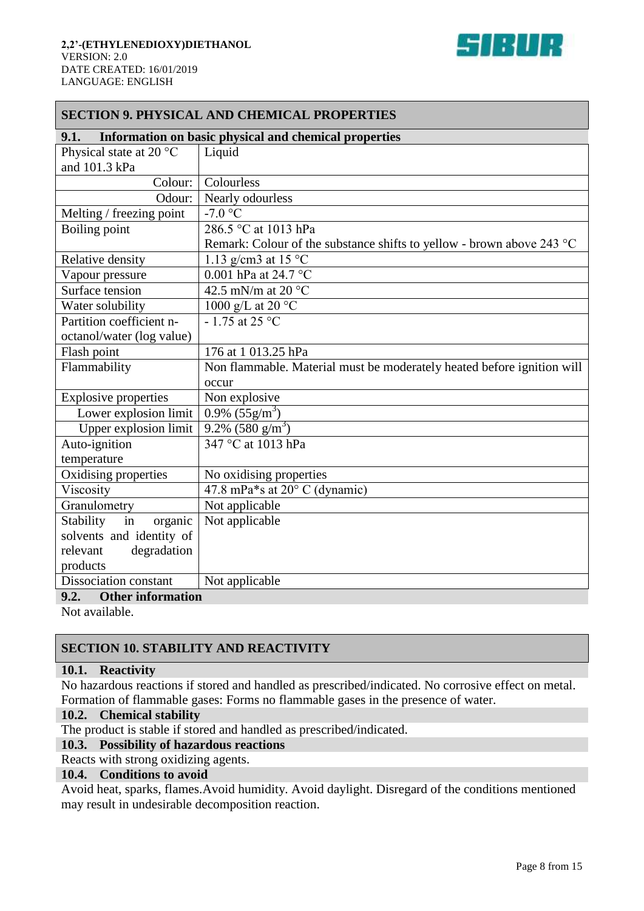## SECTION 9. PHYSICAL AND CHEMICAL PROPERTIES

### 9.1. Information on basic physical and chemical properties

| Property | Value |
|---|---|
| Physical state at 20 °C and 101.3 kPa | Liquid |
| Colour: | Colourless |
| Odour: | Nearly odourless |
| Melting / freezing point | -7.0 °C |
| Boiling point | 286.5 °C at 1013 hPa<br>Remark: Colour of the substance shifts to yellow - brown above 243 °C |
| Relative density | 1.13 g/cm3 at 15 °C |
| Vapour pressure | 0.001 hPa at 24.7 °C |
| Surface tension | 42.5 mN/m at 20 °C |
| Water solubility | 1000 g/L at 20 °C |
| Partition coefficient n-octanol/water (log value) | - 1.75 at 25 °C |
| Flash point | 176 at 1 013.25 hPa |
| Flammability | Non flammable. Material must be moderately heated before ignition will occur |
| Explosive properties | Non explosive |
| Lower explosion limit | 0.9% (55g/$m^3$) |
| Upper explosion limit | 9.2% (580 g/$m^3$) |
| Auto-ignition temperature | 347 °C at 1013 hPa |
| Oxidising properties | No oxidising properties |
| Viscosity | 47.8 mPa*s at 20° C (dynamic) |
| Granulometry | Not applicable |
| Stability in organic solvents and identity of relevant degradation products | Not applicable |
| Dissociation constant | Not applicable |

### 9.2. Other information

Not available.

## SECTION 10. STABILITY AND REACTIVITY

### 10.1. Reactivity

No hazardous reactions if stored and handled as prescribed/indicated. No corrosive effect on metal. Formation of flammable gases: Forms no flammable gases in the presence of water.

### 10.2. Chemical stability

The product is stable if stored and handled as prescribed/indicated.

### 10.3. Possibility of hazardous reactions

Reacts with strong oxidizing agents.

### 10.4. Conditions to avoid

Avoid heat, sparks, flames.Avoid humidity. Avoid daylight. Disregard of the conditions mentioned may result in undesirable decomposition reaction.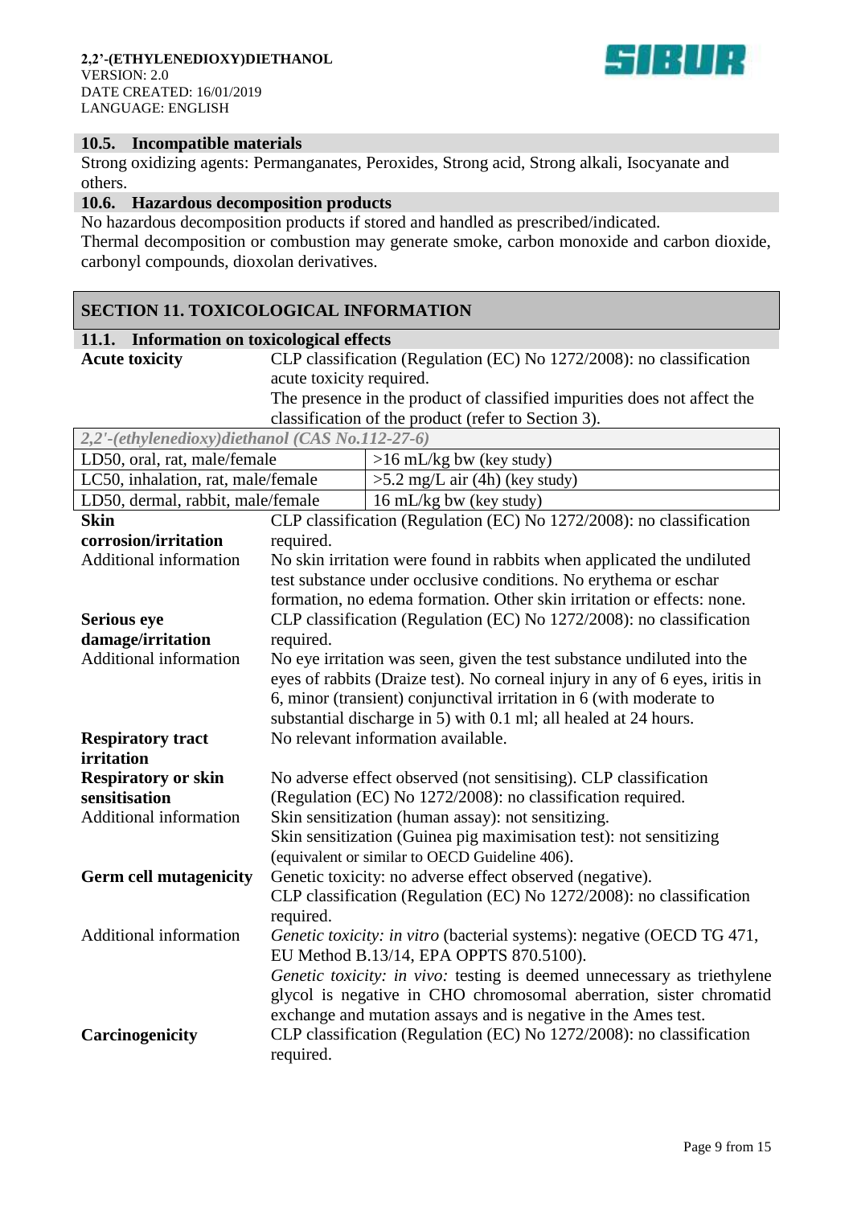### 10.5. Incompatible materials

Strong oxidizing agents: Permanganates, Peroxides, Strong acid, Strong alkali, Isocyanate and others.

### 10.6. Hazardous decomposition products

No hazardous decomposition products if stored and handled as prescribed/indicated.
Thermal decomposition or combustion may generate smoke, carbon monoxide and carbon dioxide, carbonyl compounds, dioxolan derivatives.

## SECTION 11. TOXICOLOGICAL INFORMATION

### 11.1. Information on toxicological effects

**Acute toxicity**

CLP classification (Regulation (EC) No 1272/2008): no classification acute toxicity required.
The presence in the product of classified impurities does not affect the classification of the product (refer to Section 3).

| *2,2'-(ethylenedioxy)diethanol (CAS No.112-27-6)* | |
|---|---|
| LD50, oral, rat, male/female | >16 mL/kg bw (key study) |
| LC50, inhalation, rat, male/female | >5.2 mg/L air (4h) (key study) |
| LD50, dermal, rabbit, male/female | 16 mL/kg bw (key study) |

**Skin corrosion/irritation**

CLP classification (Regulation (EC) No 1272/2008): no classification required.

Additional information: No skin irritation were found in rabbits when applicated the undiluted test substance under occlusive conditions. No erythema or eschar formation, no edema formation. Other skin irritation or effects: none.

**Serious eye damage/irritation**

CLP classification (Regulation (EC) No 1272/2008): no classification required.

Additional information: No eye irritation was seen, given the test substance undiluted into the eyes of rabbits (Draize test). No corneal injury in any of 6 eyes, iritis in 6, minor (transient) conjunctival irritation in 6 (with moderate to substantial discharge in 5) with 0.1 ml; all healed at 24 hours.

**Respiratory tract irritation**

No relevant information available.

**Respiratory or skin sensitisation**

No adverse effect observed (not sensitising). CLP classification (Regulation (EC) No 1272/2008): no classification required.

Additional information: Skin sensitization (human assay): not sensitizing.
Skin sensitization (Guinea pig maximisation test): not sensitizing (equivalent or similar to OECD Guideline 406).

**Germ cell mutagenicity**

Genetic toxicity: no adverse effect observed (negative).
CLP classification (Regulation (EC) No 1272/2008): no classification required.

Additional information: *Genetic toxicity: in vitro* (bacterial systems): negative (OECD TG 471, EU Method B.13/14, EPA OPPTS 870.5100).
*Genetic toxicity: in vivo:* testing is deemed unnecessary as triethylene glycol is negative in CHO chromosomal aberration, sister chromatid exchange and mutation assays and is negative in the Ames test.

**Carcinogenicity**

CLP classification (Regulation (EC) No 1272/2008): no classification required.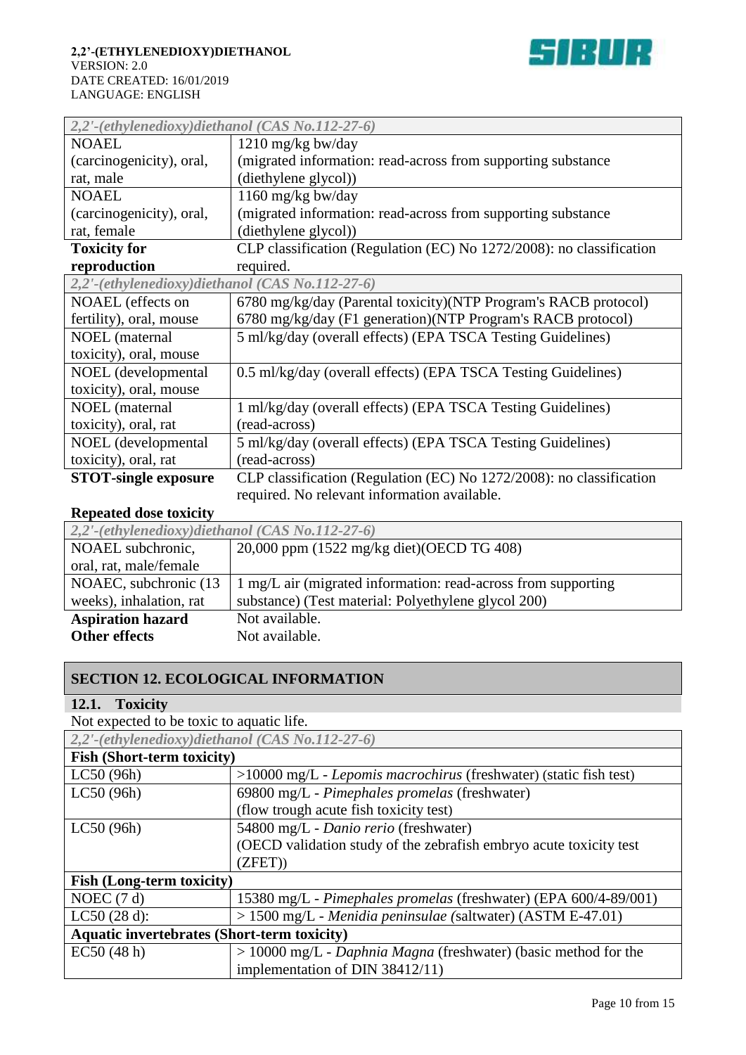| *2,2'-(ethylenedioxy)diethanol (CAS No.112-27-6)* | |
|---|---|
| NOAEL (carcinogenicity), oral, rat, male | 1210 mg/kg bw/day (migrated information: read-across from supporting substance (diethylene glycol)) |
| NOAEL (carcinogenicity), oral, rat, female | 1160 mg/kg bw/day (migrated information: read-across from supporting substance (diethylene glycol)) |

**Toxicity for reproduction** CLP classification (Regulation (EC) No 1272/2008): no classification required.

| *2,2'-(ethylenedioxy)diethanol (CAS No.112-27-6)* | |
|---|---|
| NOAEL (effects on fertility), oral, mouse | 6780 mg/kg/day (Parental toxicity)(NTP Program's RACB protocol)<br>6780 mg/kg/day (F1 generation)(NTP Program's RACB protocol) |
| NOEL (maternal toxicity), oral, mouse | 5 ml/kg/day (overall effects) (EPA TSCA Testing Guidelines) |
| NOEL (developmental toxicity), oral, mouse | 0.5 ml/kg/day (overall effects) (EPA TSCA Testing Guidelines) |
| NOEL (maternal toxicity), oral, rat | 1 ml/kg/day (overall effects) (EPA TSCA Testing Guidelines) (read-across) |
| NOEL (developmental toxicity), oral, rat | 5 ml/kg/day (overall effects) (EPA TSCA Testing Guidelines) (read-across) |

**STOT-single exposure** CLP classification (Regulation (EC) No 1272/2008): no classification required. No relevant information available.

**Repeated dose toxicity**

| *2,2'-(ethylenedioxy)diethanol (CAS No.112-27-6)* | |
|---|---|
| NOAEL subchronic, oral, rat, male/female | 20,000 ppm (1522 mg/kg diet)(OECD TG 408) |
| NOAEC, subchronic (13 weeks), inhalation, rat | 1 mg/L air (migrated information: read-across from supporting substance) (Test material: Polyethylene glycol 200) |

**Aspiration hazard** Not available.

**Other effects** Not available.

## SECTION 12. ECOLOGICAL INFORMATION

### 12.1. Toxicity

Not expected to be toxic to aquatic life.

| *2,2'-(ethylenedioxy)diethanol (CAS No.112-27-6)* | |
|---|---|
| **Fish (Short-term toxicity)** | |
| LC50 (96h) | >10000 mg/L - *Lepomis macrochirus* (freshwater) (static fish test) |
| LC50 (96h) | 69800 mg/L - *Pimephales promelas* (freshwater) (flow trough acute fish toxicity test) |
| LC50 (96h) | 54800 mg/L - *Danio rerio* (freshwater) (OECD validation study of the zebrafish embryo acute toxicity test (ZFET)) |
| **Fish (Long-term toxicity)** | |
| NOEC (7 d) | 15380 mg/L - *Pimephales promelas* (freshwater) (EPA 600/4-89/001) |
| LC50 (28 d): | > 1500 mg/L - *Menidia peninsulae (*saltwater) (ASTM E-47.01) |
| **Aquatic invertebrates (Short-term toxicity)** | |
| EC50 (48 h) | > 10000 mg/L - *Daphnia Magna* (freshwater) (basic method for the implementation of DIN 38412/11) |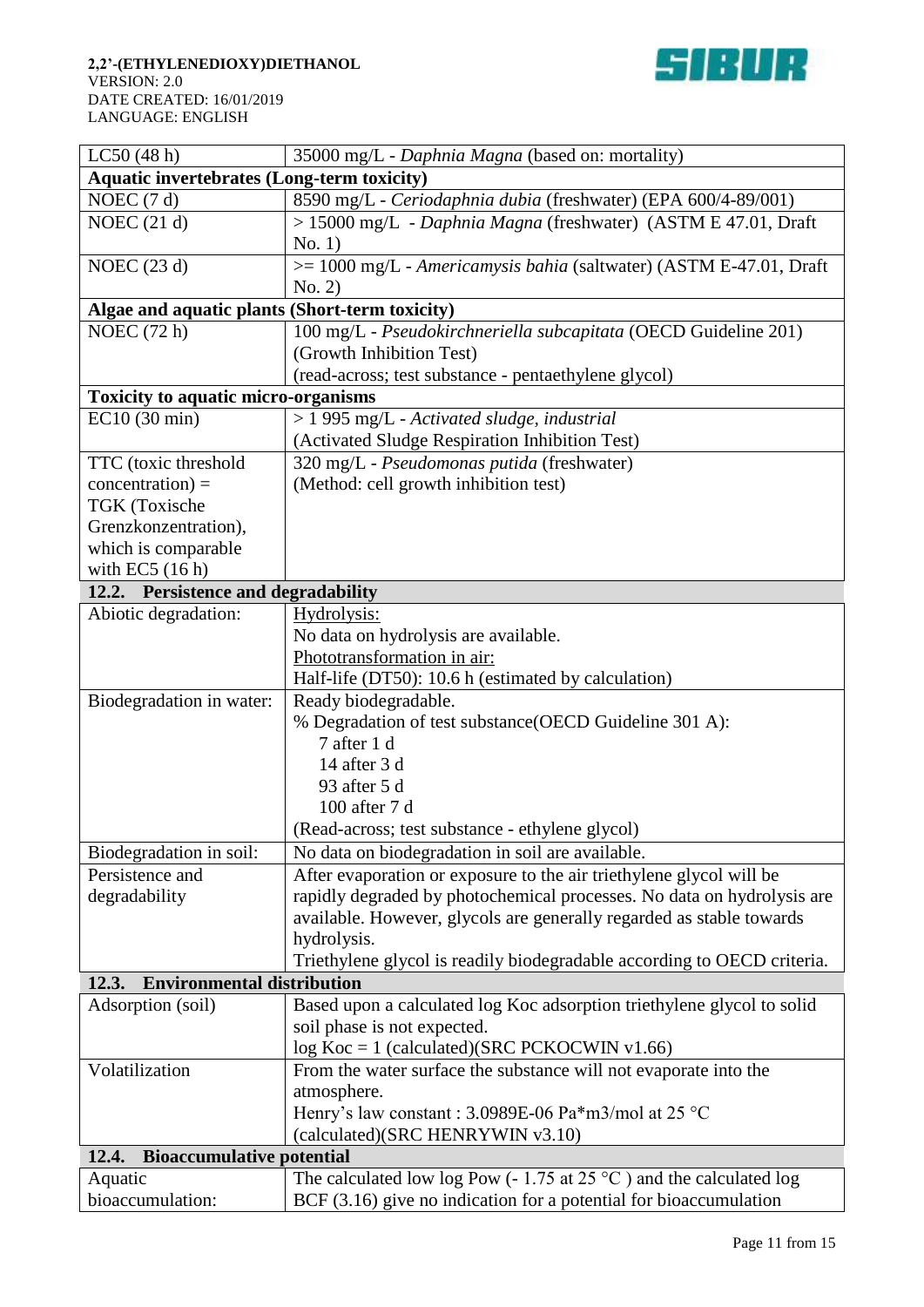| | |
|---|---|
| LC50 (48 h) | 35000 mg/L - *Daphnia Magna* (based on: mortality) |
| **Aquatic invertebrates (Long-term toxicity)** | |
| NOEC (7 d) | 8590 mg/L - *Ceriodaphnia dubia* (freshwater) (EPA 600/4-89/001) |
| NOEC (21 d) | > 15000 mg/L - *Daphnia Magna* (freshwater) (ASTM E 47.01, Draft No. 1) |
| NOEC (23 d) | >= 1000 mg/L - *Americamysis bahia* (saltwater) (ASTM E-47.01, Draft No. 2) |
| **Algae and aquatic plants (Short-term toxicity)** | |
| NOEC (72 h) | 100 mg/L - *Pseudokirchneriella subcapitata* (OECD Guideline 201) (Growth Inhibition Test)<br>(read-across; test substance - pentaethylene glycol) |
| **Toxicity to aquatic micro-organisms** | |
| EC10 (30 min) | > 1 995 mg/L - *Activated sludge, industrial*<br>(Activated Sludge Respiration Inhibition Test) |
| TTC (toxic threshold concentration) = TGK (Toxische Grenzkonzentration), which is comparable with EC5 (16 h) | 320 mg/L - *Pseudomonas putida* (freshwater)<br>(Method: cell growth inhibition test) |
| **12.2. Persistence and degradability** | |
| Abiotic degradation: | Hydrolysis:<br>No data on hydrolysis are available.<br>Phototransformation in air:<br>Half-life (DT50): 10.6 h (estimated by calculation) |
| Biodegradation in water: | Ready biodegradable.<br>% Degradation of test substance(OECD Guideline 301 A):<br>7 after 1 d<br>14 after 3 d<br>93 after 5 d<br>100 after 7 d<br>(Read-across; test substance - ethylene glycol) |
| Biodegradation in soil: | No data on biodegradation in soil are available. |
| Persistence and degradability | After evaporation or exposure to the air triethylene glycol will be rapidly degraded by photochemical processes. No data on hydrolysis are available. However, glycols are generally regarded as stable towards hydrolysis.<br>Triethylene glycol is readily biodegradable according to OECD criteria. |
| **12.3. Environmental distribution** | |
| Adsorption (soil) | Based upon a calculated log Koc adsorption triethylene glycol to solid soil phase is not expected.<br>log Koc = 1 (calculated)(SRC PCKOCWIN v1.66) |
| Volatilization | From the water surface the substance will not evaporate into the atmosphere.<br>Henry's law constant : 3.0989E-06 Pa\*m3/mol at 25 °C (calculated)(SRC HENRYWIN v3.10) |
| **12.4. Bioaccumulative potential** | |
| Aquatic bioaccumulation: | The calculated low log Pow (- 1.75 at 25 °C ) and the calculated log BCF (3.16) give no indication for a potential for bioaccumulation |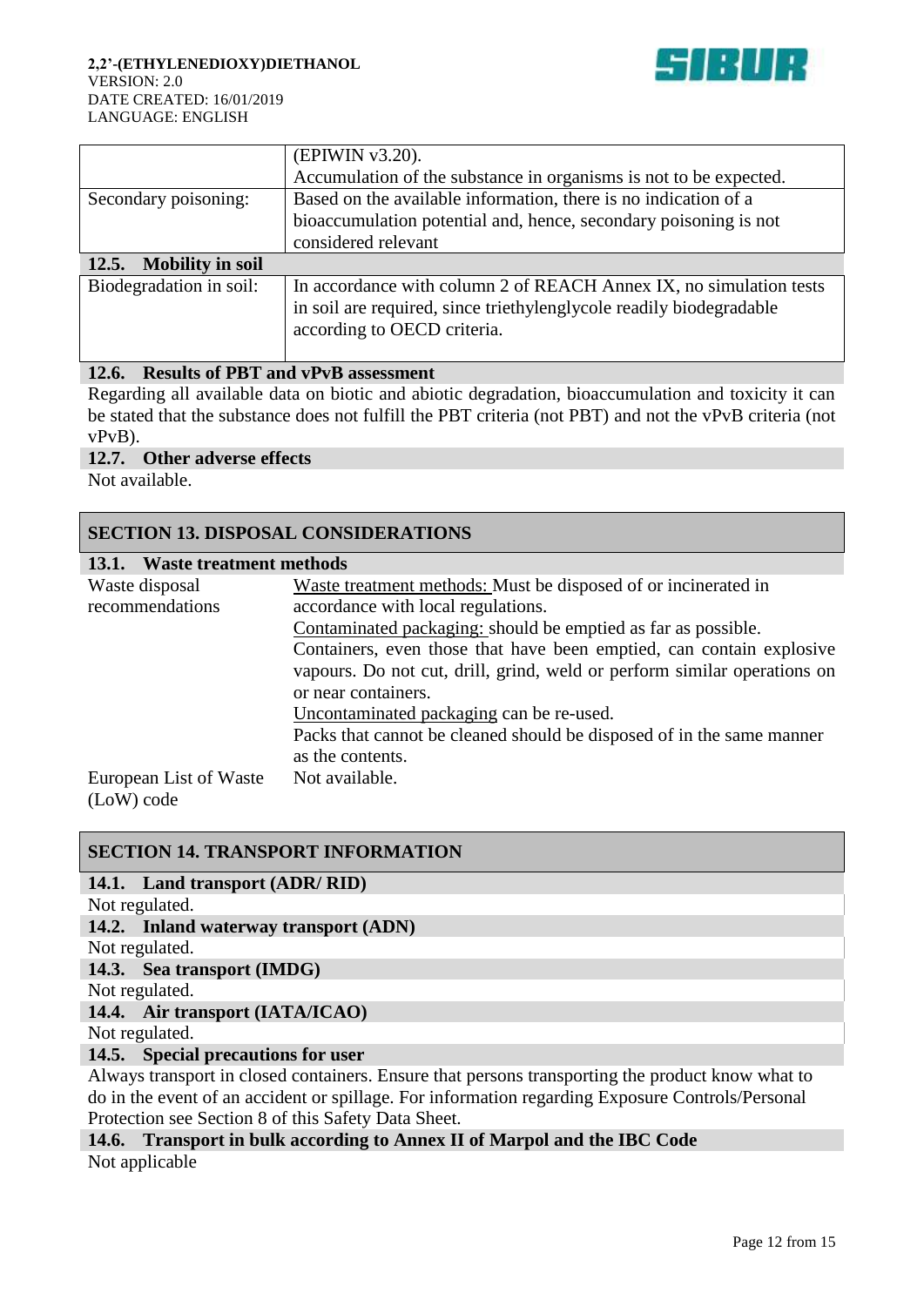| | |
|---|---|
| | (EPIWIN v3.20).<br>Accumulation of the substance in organisms is not to be expected. |
| Secondary poisoning: | Based on the available information, there is no indication of a bioaccumulation potential and, hence, secondary poisoning is not considered relevant |

### 12.5. Mobility in soil

| | |
|---|---|
| Biodegradation in soil: | In accordance with column 2 of REACH Annex IX, no simulation tests in soil are required, since triethylenglycole readily biodegradable according to OECD criteria. |

### 12.6. Results of PBT and vPvB assessment

Regarding all available data on biotic and abiotic degradation, bioaccumulation and toxicity it can be stated that the substance does not fulfill the PBT criteria (not PBT) and not the vPvB criteria (not vPvB).

### 12.7. Other adverse effects

Not available.

## SECTION 13. DISPOSAL CONSIDERATIONS

### 13.1. Waste treatment methods

| | |
|---|---|
| Waste disposal recommendations | Waste treatment methods: Must be disposed of or incinerated in accordance with local regulations.<br>Contaminated packaging: should be emptied as far as possible. Containers, even those that have been emptied, can contain explosive vapours. Do not cut, drill, grind, weld or perform similar operations on or near containers.<br>Uncontaminated packaging can be re-used.<br>Packs that cannot be cleaned should be disposed of in the same manner as the contents. |
| European List of Waste (LoW) code | Not available. |

## SECTION 14. TRANSPORT INFORMATION

### 14.1. Land transport (ADR/ RID)

Not regulated.

### 14.2. Inland waterway transport (ADN)

Not regulated.

### 14.3. Sea transport (IMDG)

Not regulated.

### 14.4. Air transport (IATA/ICAO)

Not regulated.

### 14.5. Special precautions for user

Always transport in closed containers. Ensure that persons transporting the product know what to do in the event of an accident or spillage. For information regarding Exposure Controls/Personal Protection see Section 8 of this Safety Data Sheet.

### 14.6. Transport in bulk according to Annex II of Marpol and the IBC Code

Not applicable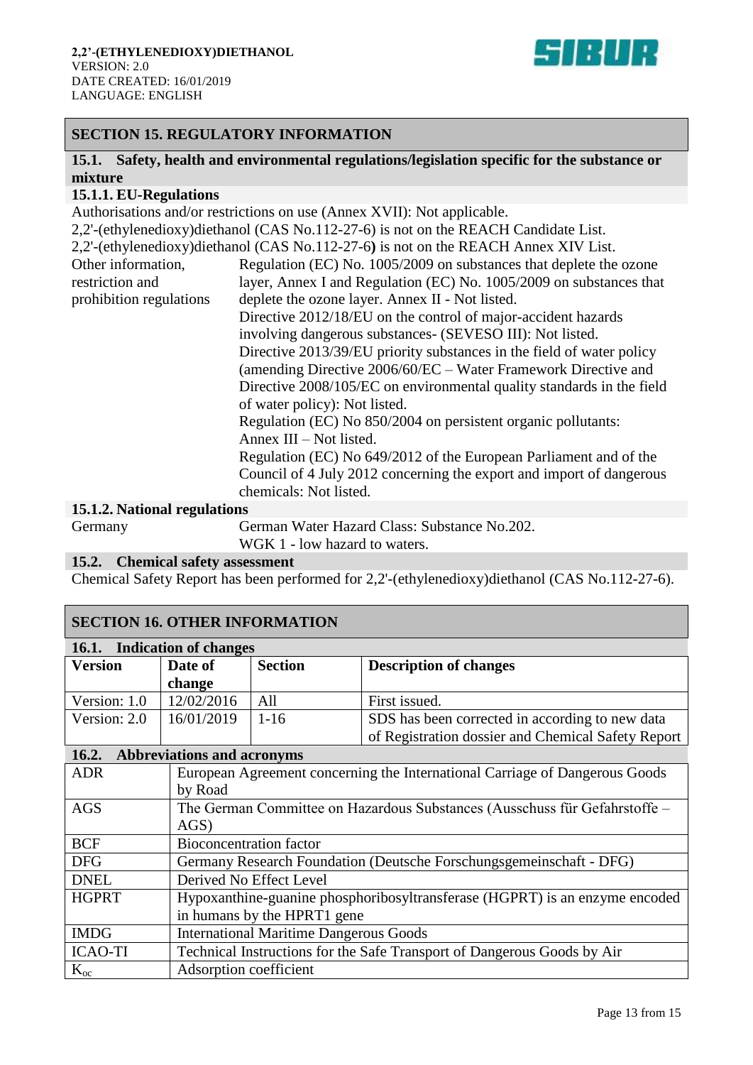## SECTION 15. REGULATORY INFORMATION

### 15.1. Safety, health and environmental regulations/legislation specific for the substance or mixture

#### 15.1.1. EU-Regulations

Authorisations and/or restrictions on use (Annex XVII): Not applicable.

2,2'-(ethylenedioxy)diethanol (CAS No.112-27-6) is not on the REACH Candidate List.

2,2'-(ethylenedioxy)diethanol (CAS No.112-27-6) is not on the REACH Annex XIV List.

| | |
|---|---|
| Other information, restriction and prohibition regulations | Regulation (EC) No. 1005/2009 on substances that deplete the ozone layer, Annex I and Regulation (EC) No. 1005/2009 on substances that deplete the ozone layer. Annex II - Not listed.<br>Directive 2012/18/EU on the control of major-accident hazards involving dangerous substances- (SEVESO III): Not listed.<br>Directive 2013/39/EU priority substances in the field of water policy (amending Directive 2006/60/EC – Water Framework Directive and Directive 2008/105/EC on environmental quality standards in the field of water policy): Not listed.<br>Regulation (EC) No 850/2004 on persistent organic pollutants: Annex III – Not listed.<br>Regulation (EC) No 649/2012 of the European Parliament and of the Council of 4 July 2012 concerning the export and import of dangerous chemicals: Not listed. |

#### 15.1.2. National regulations

| | |
|---|---|
| Germany | German Water Hazard Class: Substance No.202.<br>WGK 1 - low hazard to waters. |

### 15.2. Chemical safety assessment

Chemical Safety Report has been performed for 2,2'-(ethylenedioxy)diethanol (CAS No.112-27-6).

## SECTION 16. OTHER INFORMATION

### 16.1. Indication of changes

| Version | Date of change | Section | Description of changes |
|---|---|---|---|
| Version: 1.0 | 12/02/2016 | All | First issued. |
| Version: 2.0 | 16/01/2019 | 1-16 | SDS has been corrected in according to new data of Registration dossier and Chemical Safety Report |

### 16.2. Abbreviations and acronyms

| | |
|---|---|
| ADR | European Agreement concerning the International Carriage of Dangerous Goods by Road |
| AGS | The German Committee on Hazardous Substances (Ausschuss für Gefahrstoffe – AGS) |
| BCF | Bioconcentration factor |
| DFG | Germany Research Foundation (Deutsche Forschungsgemeinschaft - DFG) |
| DNEL | Derived No Effect Level |
| HGPRT | Hypoxanthine-guanine phosphoribosyltransferase (HGPRT) is an enzyme encoded in humans by the HPRT1 gene |
| IMDG | International Maritime Dangerous Goods |
| ICAO-TI | Technical Instructions for the Safe Transport of Dangerous Goods by Air |
| $K_{oc}$ | Adsorption coefficient |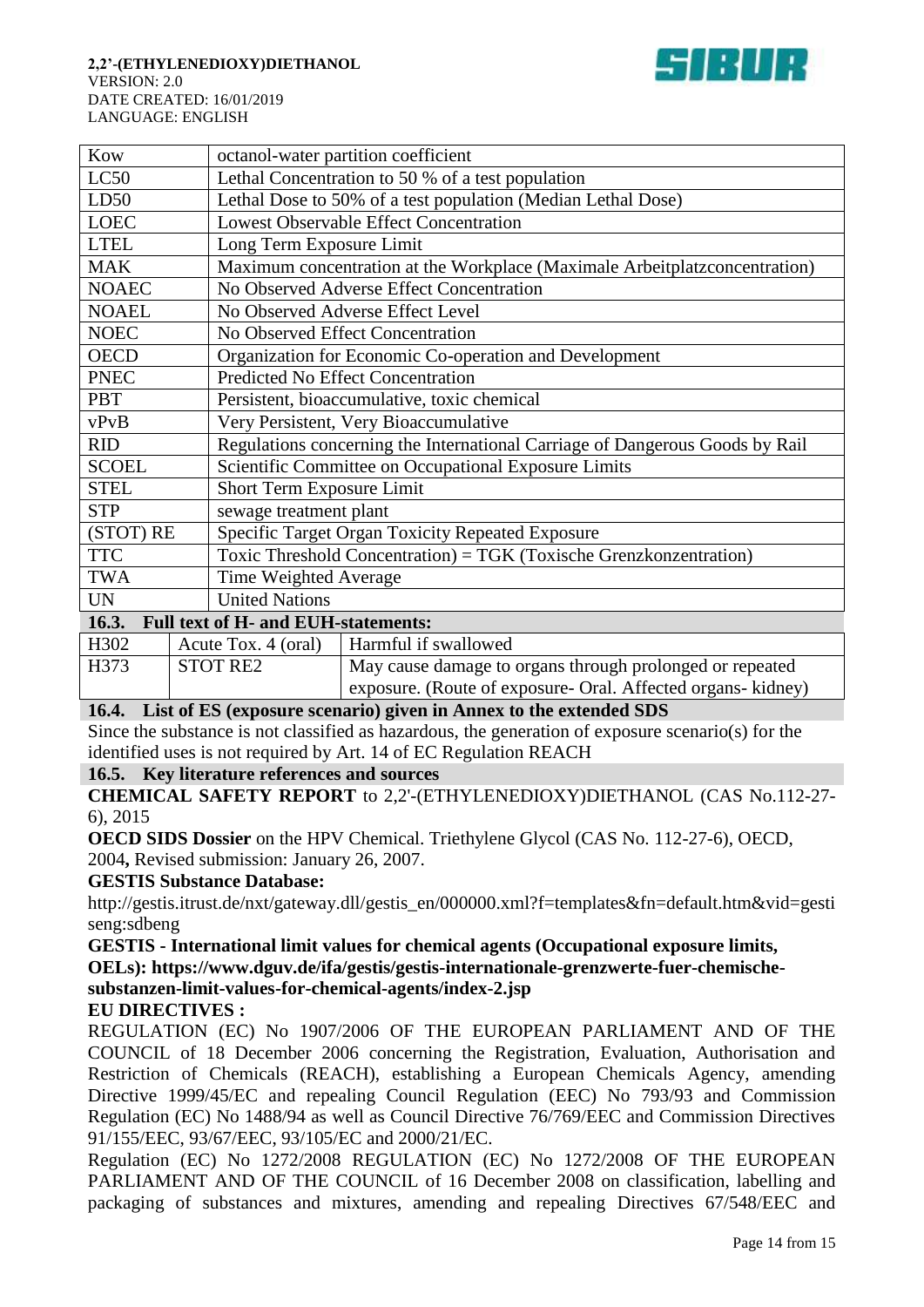| Kow | octanol-water partition coefficient |
|---|---|
| LC50 | Lethal Concentration to 50 % of a test population |
| LD50 | Lethal Dose to 50% of a test population (Median Lethal Dose) |
| LOEC | Lowest Observable Effect Concentration |
| LTEL | Long Term Exposure Limit |
| MAK | Maximum concentration at the Workplace (Maximale Arbeitplatzconcentration) |
| NOAEC | No Observed Adverse Effect Concentration |
| NOAEL | No Observed Adverse Effect Level |
| NOEC | No Observed Effect Concentration |
| OECD | Organization for Economic Co-operation and Development |
| PNEC | Predicted No Effect Concentration |
| PBT | Persistent, bioaccumulative, toxic chemical |
| vPvB | Very Persistent, Very Bioaccumulative |
| RID | Regulations concerning the International Carriage of Dangerous Goods by Rail |
| SCOEL | Scientific Committee on Occupational Exposure Limits |
| STEL | Short Term Exposure Limit |
| STP | sewage treatment plant |
| (STOT) RE | Specific Target Organ Toxicity Repeated Exposure |
| TTC | Toxic Threshold Concentration) = TGK (Toxische Grenzkonzentration) |
| TWA | Time Weighted Average |
| UN | United Nations |

## 16.3. Full text of H- and EUH-statements:

| H302 | Acute Tox. 4 (oral) | Harmful if swallowed |
|---|---|---|
| H373 | STOT RE2 | May cause damage to organs through prolonged or repeated exposure. (Route of exposure- Oral. Affected organs- kidney) |

## 16.4. List of ES (exposure scenario) given in Annex to the extended SDS

Since the substance is not classified as hazardous, the generation of exposure scenario(s) for the identified uses is not required by Art. 14 of EC Regulation REACH

## 16.5. Key literature references and sources

**CHEMICAL SAFETY REPORT** to 2,2'-(ETHYLENEDIOXY)DIETHANOL (CAS No.112-27-6), 2015

**OECD SIDS Dossier** on the HPV Chemical. Triethylene Glycol (CAS No. 112-27-6), OECD, 2004**,** Revised submission: January 26, 2007.

**GESTIS Substance Database:**

http://gestis.itrust.de/nxt/gateway.dll/gestis_en/000000.xml?f=templates&fn=default.htm&vid=gestiseng:sdbeng

**GESTIS - International limit values for chemical agents (Occupational exposure limits, OELs): https://www.dguv.de/ifa/gestis/gestis-internationale-grenzwerte-fuer-chemische-substanzen-limit-values-for-chemical-agents/index-2.jsp**

**EU DIRECTIVES :**

REGULATION (EC) No 1907/2006 OF THE EUROPEAN PARLIAMENT AND OF THE COUNCIL of 18 December 2006 concerning the Registration, Evaluation, Authorisation and Restriction of Chemicals (REACH), establishing a European Chemicals Agency, amending Directive 1999/45/EC and repealing Council Regulation (EEC) No 793/93 and Commission Regulation (EC) No 1488/94 as well as Council Directive 76/769/EEC and Commission Directives 91/155/EEC, 93/67/EEC, 93/105/EC and 2000/21/EC.

Regulation (EC) No 1272/2008 REGULATION (EC) No 1272/2008 OF THE EUROPEAN PARLIAMENT AND OF THE COUNCIL of 16 December 2008 on classification, labelling and packaging of substances and mixtures, amending and repealing Directives 67/548/EEC and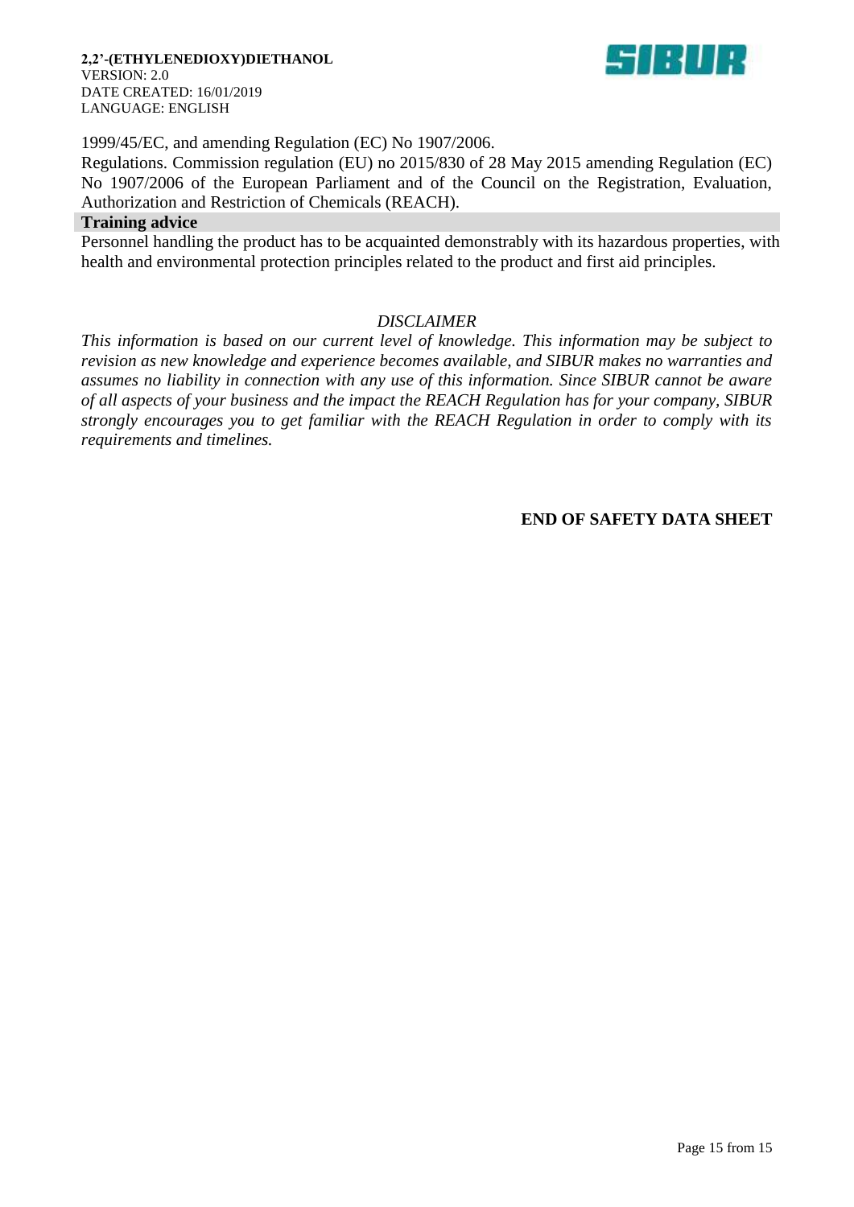1999/45/EC, and amending Regulation (EC) No 1907/2006.

Regulations. Commission regulation (EU) no 2015/830 of 28 May 2015 amending Regulation (EC) No 1907/2006 of the European Parliament and of the Council on the Registration, Evaluation, Authorization and Restriction of Chemicals (REACH).

**Training advice**

Personnel handling the product has to be acquainted demonstrably with its hazardous properties, with health and environmental protection principles related to the product and first aid principles.

*DISCLAIMER*

*This information is based on our current level of knowledge. This information may be subject to revision as new knowledge and experience becomes available, and SIBUR makes no warranties and assumes no liability in connection with any use of this information. Since SIBUR cannot be aware of all aspects of your business and the impact the REACH Regulation has for your company, SIBUR strongly encourages you to get familiar with the REACH Regulation in order to comply with its requirements and timelines.*

**END OF SAFETY DATA SHEET**